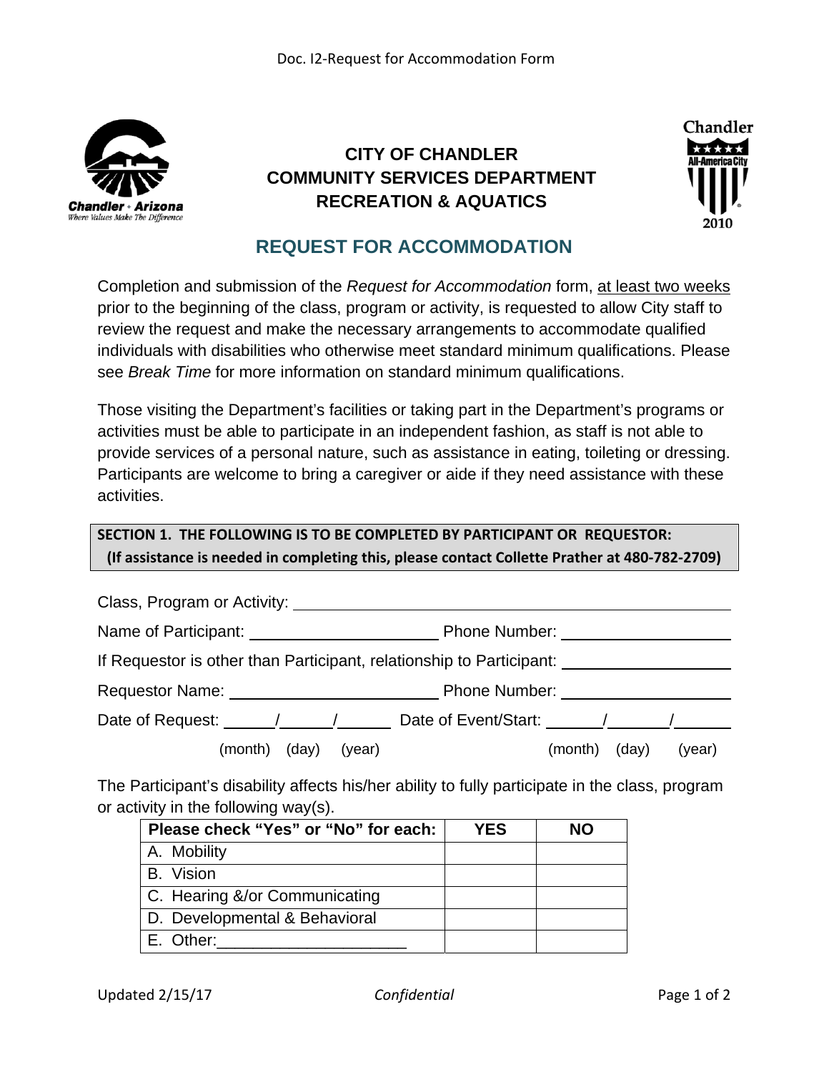**CITY OF CHANDLER**
**COMMUNITY SERVICES DEPARTMENT**
**RECREATION & AQUATICS**

# REQUEST FOR ACCOMMODATION

Completion and submission of the *Request for Accommodation* form, at least two weeks prior to the beginning of the class, program or activity, is requested to allow City staff to review the request and make the necessary arrangements to accommodate qualified individuals with disabilities who otherwise meet standard minimum qualifications. Please see *Break Time* for more information on standard minimum qualifications.

Those visiting the Department's facilities or taking part in the Department's programs or activities must be able to participate in an independent fashion, as staff is not able to provide services of a personal nature, such as assistance in eating, toileting or dressing. Participants are welcome to bring a caregiver or aide if they need assistance with these activities.

**SECTION 1. THE FOLLOWING IS TO BE COMPLETED BY PARTICIPANT OR REQUESTOR:**
**(If assistance is needed in completing this, please contact Collette Prather at 480-782-2709)**

Class, Program or Activity: ____________________

Name of Participant: ____________________ Phone Number: ____________________

If Requestor is other than Participant, relationship to Participant: ____________________

Requestor Name: ____________________ Phone Number: ____________________

Date of Request: ____/____/____ (month) (day) (year) Date of Event/Start: ____/____/____ (month) (day) (year)

The Participant's disability affects his/her ability to fully participate in the class, program or activity in the following way(s).

| Please check "Yes" or "No" for each: | YES | NO |
|---|---|---|
| A. Mobility | | |
| B. Vision | | |
| C. Hearing &/or Communicating | | |
| D. Developmental & Behavioral | | |
| E. Other:____________________ | | |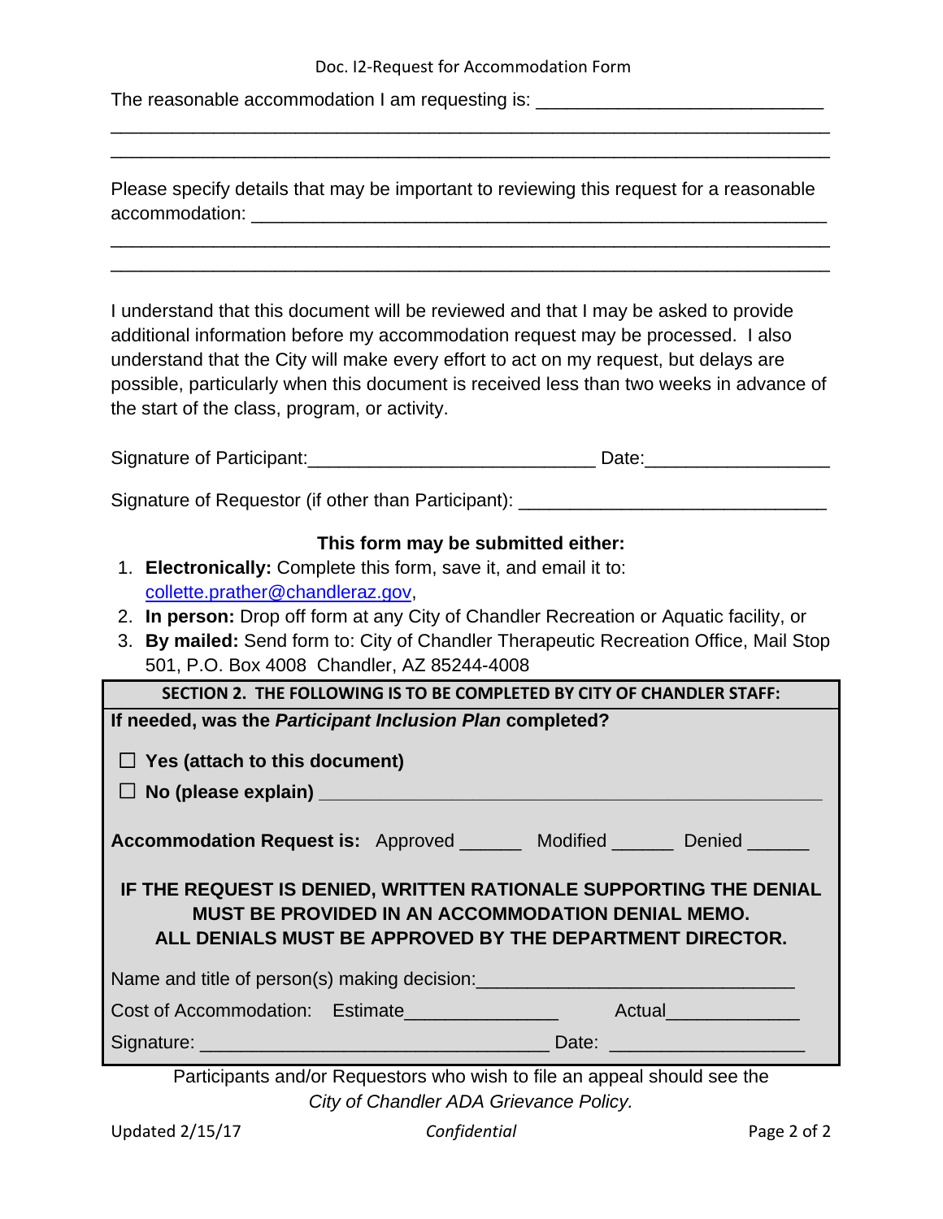The reasonable accommodation I am requesting is: ____________________________
______________________________________________________________________
______________________________________________________________________

Please specify details that may be important to reviewing this request for a reasonable accommodation: ___________________________________________________________
______________________________________________________________________
______________________________________________________________________

I understand that this document will be reviewed and that I may be asked to provide additional information before my accommodation request may be processed. I also understand that the City will make every effort to act on my request, but delays are possible, particularly when this document is received less than two weeks in advance of the start of the class, program, or activity.

Signature of Participant:____________________________ Date:__________________

Signature of Requestor (if other than Participant): ______________________________

**This form may be submitted either:**

1. **Electronically:** Complete this form, save it, and email it to: collette.prather@chandleraz.gov,
2. **In person:** Drop off form at any City of Chandler Recreation or Aquatic facility, or
3. **By mailed:** Send form to: City of Chandler Therapeutic Recreation Office, Mail Stop 501, P.O. Box 4008 Chandler, AZ 85244-4008

**SECTION 2. THE FOLLOWING IS TO BE COMPLETED BY CITY OF CHANDLER STAFF:**

**If needed, was the *Participant Inclusion Plan* completed?**

☐ **Yes (attach to this document)**

☐ **No (please explain)** ________________________________________________

**Accommodation Request is:** Approved ______ Modified ______ Denied ______

**IF THE REQUEST IS DENIED, WRITTEN RATIONALE SUPPORTING THE DENIAL MUST BE PROVIDED IN AN ACCOMMODATION DENIAL MEMO.**
**ALL DENIALS MUST BE APPROVED BY THE DEPARTMENT DIRECTOR.**

Name and title of person(s) making decision:_______________________________

Cost of Accommodation: Estimate_______________ Actual_____________

Signature: __________________________________ Date: ___________________

Participants and/or Requestors who wish to file an appeal should see the *City of Chandler ADA Grievance Policy.*

Updated 2/15/17 *Confidential*